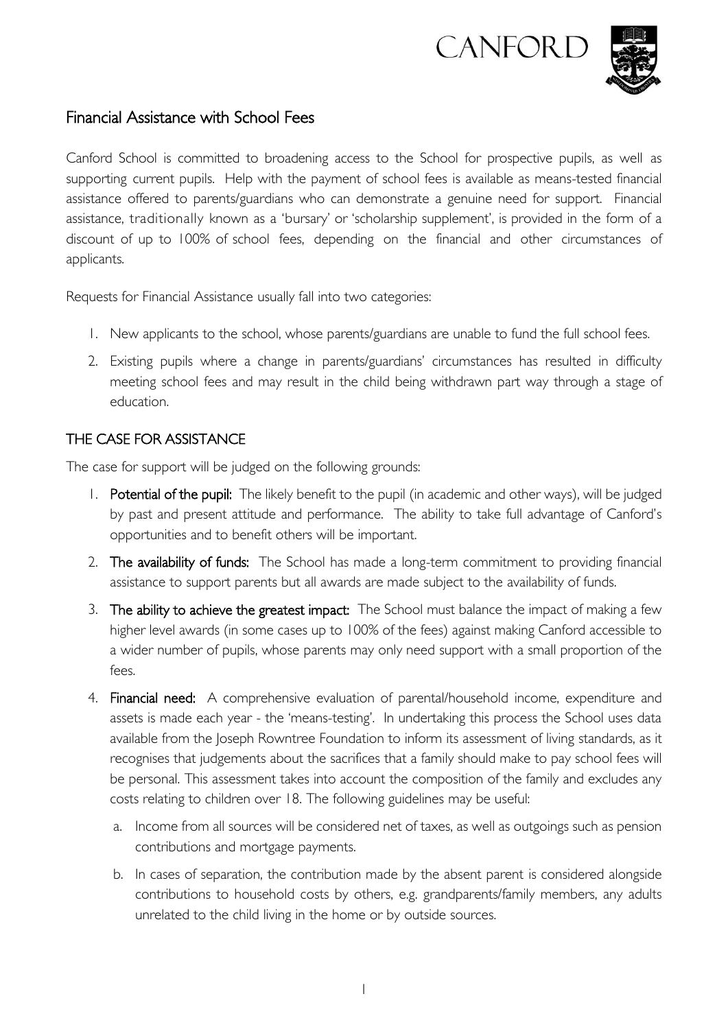CANFORD

## Financial Assistance with School Fees

Canford School is committed to broadening access to the School for prospective pupils, as well as supporting current pupils. Help with the payment of school fees is available as means-tested financial assistance offered to parents/guardians who can demonstrate a genuine need for support. Financial assistance, traditionally known as a 'bursary' or 'scholarship supplement', is provided in the form of a discount of up to 100% of school fees, depending on the financial and other circumstances of applicants.

Requests for Financial Assistance usually fall into two categories:

1. New applicants to the school, whose parents/guardians are unable to fund the full school fees.
2. Existing pupils where a change in parents/guardians' circumstances has resulted in difficulty meeting school fees and may result in the child being withdrawn part way through a stage of education.

### THE CASE FOR ASSISTANCE

The case for support will be judged on the following grounds:

1. **Potential of the pupil:** The likely benefit to the pupil (in academic and other ways), will be judged by past and present attitude and performance. The ability to take full advantage of Canford's opportunities and to benefit others will be important.
2. **The availability of funds:** The School has made a long-term commitment to providing financial assistance to support parents but all awards are made subject to the availability of funds.
3. **The ability to achieve the greatest impact:** The School must balance the impact of making a few higher level awards (in some cases up to 100% of the fees) against making Canford accessible to a wider number of pupils, whose parents may only need support with a small proportion of the fees.
4. **Financial need:** A comprehensive evaluation of parental/household income, expenditure and assets is made each year - the 'means-testing'. In undertaking this process the School uses data available from the Joseph Rowntree Foundation to inform its assessment of living standards, as it recognises that judgements about the sacrifices that a family should make to pay school fees will be personal. This assessment takes into account the composition of the family and excludes any costs relating to children over 18. The following guidelines may be useful:
   a. Income from all sources will be considered net of taxes, as well as outgoings such as pension contributions and mortgage payments.
   b. In cases of separation, the contribution made by the absent parent is considered alongside contributions to household costs by others, e.g. grandparents/family members, any adults unrelated to the child living in the home or by outside sources.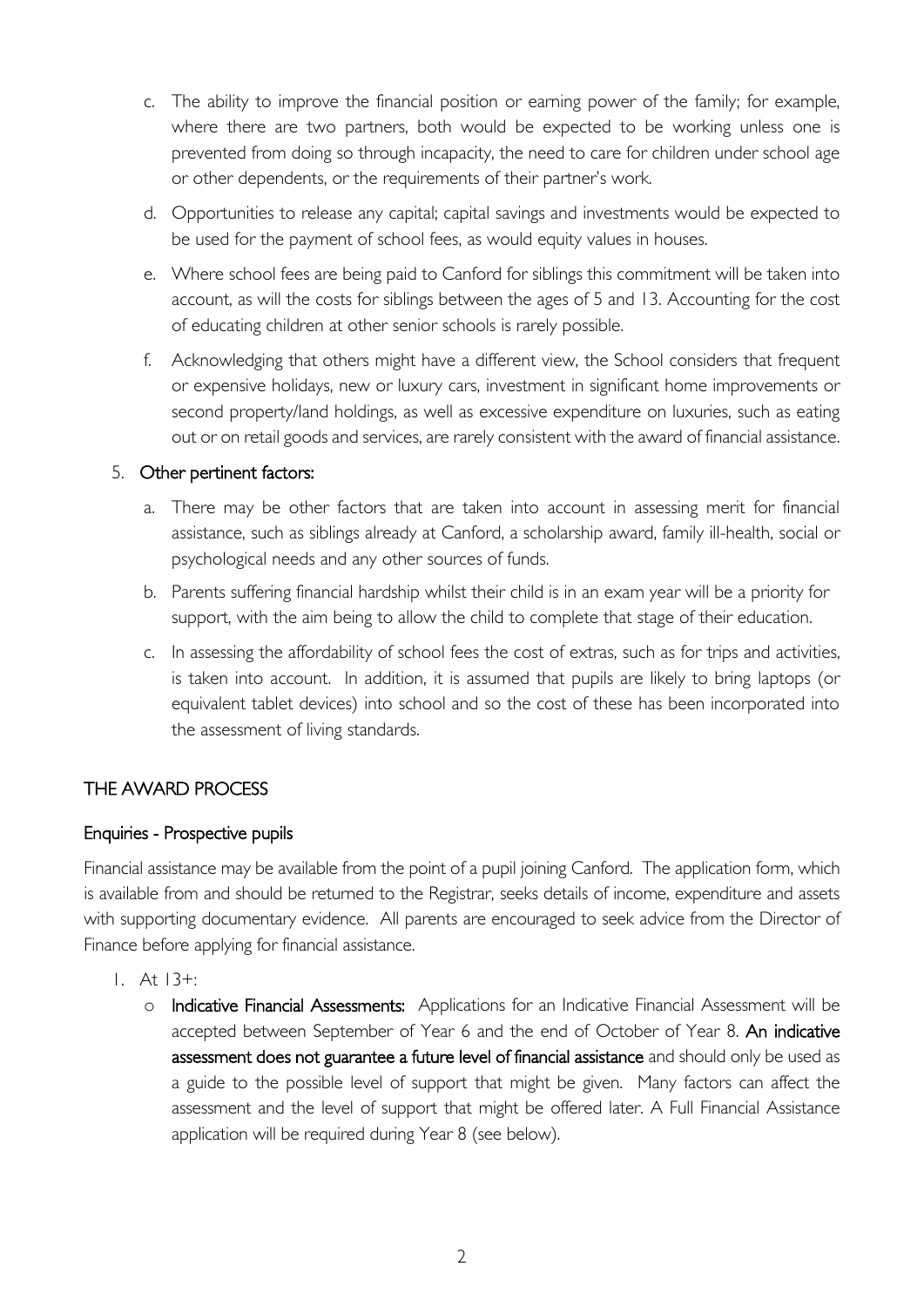c. The ability to improve the financial position or earning power of the family; for example, where there are two partners, both would be expected to be working unless one is prevented from doing so through incapacity, the need to care for children under school age or other dependents, or the requirements of their partner's work.

d. Opportunities to release any capital; capital savings and investments would be expected to be used for the payment of school fees, as would equity values in houses.

e. Where school fees are being paid to Canford for siblings this commitment will be taken into account, as will the costs for siblings between the ages of 5 and 13. Accounting for the cost of educating children at other senior schools is rarely possible.

f. Acknowledging that others might have a different view, the School considers that frequent or expensive holidays, new or luxury cars, investment in significant home improvements or second property/land holdings, as well as excessive expenditure on luxuries, such as eating out or on retail goods and services, are rarely consistent with the award of financial assistance.

5. Other pertinent factors:

   a. There may be other factors that are taken into account in assessing merit for financial assistance, such as siblings already at Canford, a scholarship award, family ill-health, social or psychological needs and any other sources of funds.

   b. Parents suffering financial hardship whilst their child is in an exam year will be a priority for support, with the aim being to allow the child to complete that stage of their education.

   c. In assessing the affordability of school fees the cost of extras, such as for trips and activities, is taken into account. In addition, it is assumed that pupils are likely to bring laptops (or equivalent tablet devices) into school and so the cost of these has been incorporated into the assessment of living standards.

## THE AWARD PROCESS

### Enquiries - Prospective pupils

Financial assistance may be available from the point of a pupil joining Canford. The application form, which is available from and should be returned to the Registrar, seeks details of income, expenditure and assets with supporting documentary evidence. All parents are encouraged to seek advice from the Director of Finance before applying for financial assistance.

1. At 13+:
   - **Indicative Financial Assessments:** Applications for an Indicative Financial Assessment will be accepted between September of Year 6 and the end of October of Year 8. **An indicative assessment does not guarantee a future level of financial assistance** and should only be used as a guide to the possible level of support that might be given. Many factors can affect the assessment and the level of support that might be offered later. A Full Financial Assistance application will be required during Year 8 (see below).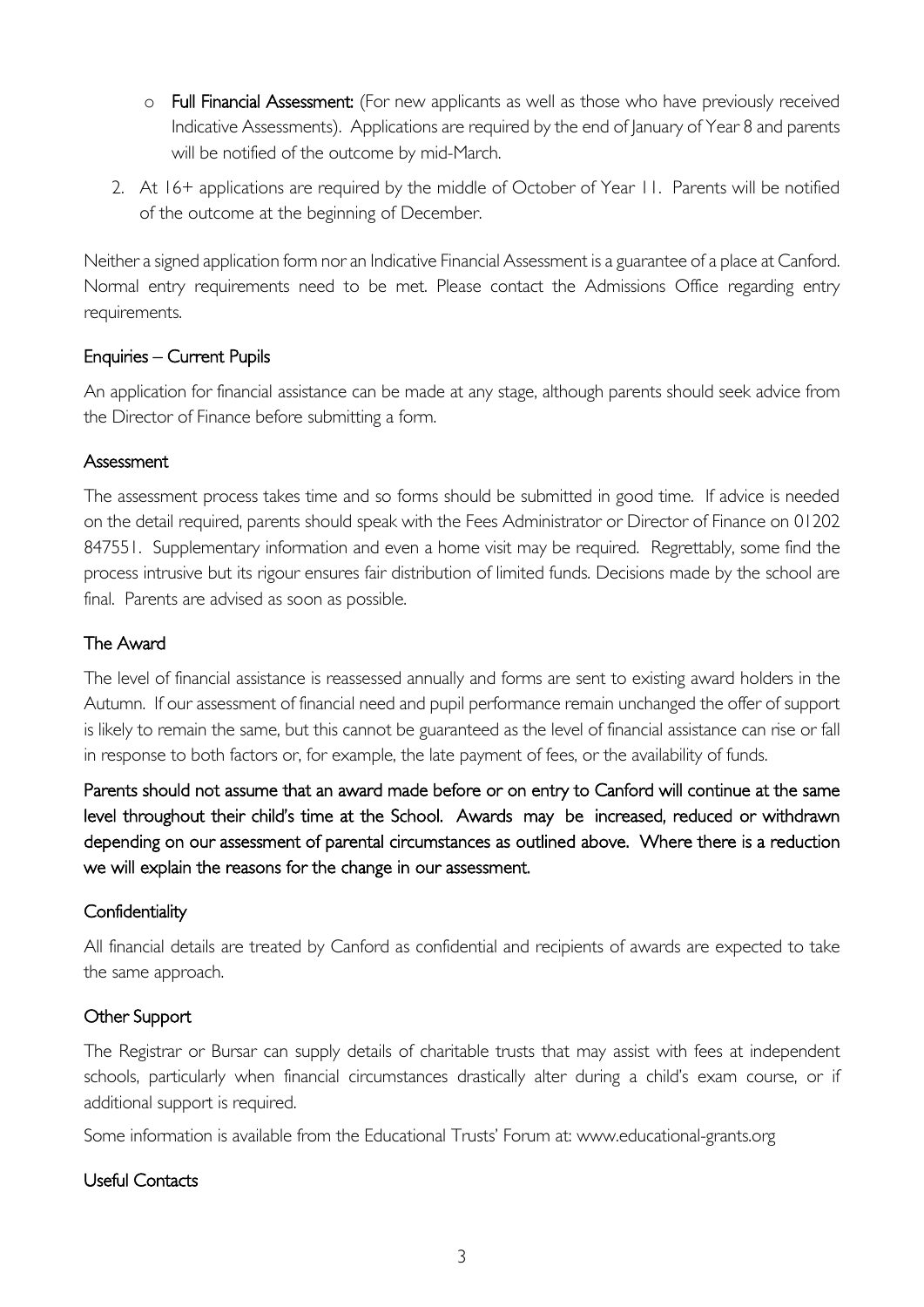- **Full Financial Assessment:** (For new applicants as well as those who have previously received Indicative Assessments). Applications are required by the end of January of Year 8 and parents will be notified of the outcome by mid-March.

2. At 16+ applications are required by the middle of October of Year 11. Parents will be notified of the outcome at the beginning of December.

Neither a signed application form nor an Indicative Financial Assessment is a guarantee of a place at Canford. Normal entry requirements need to be met. Please contact the Admissions Office regarding entry requirements.

### Enquiries – Current Pupils

An application for financial assistance can be made at any stage, although parents should seek advice from the Director of Finance before submitting a form.

### Assessment

The assessment process takes time and so forms should be submitted in good time. If advice is needed on the detail required, parents should speak with the Fees Administrator or Director of Finance on 01202 847551. Supplementary information and even a home visit may be required. Regrettably, some find the process intrusive but its rigour ensures fair distribution of limited funds. Decisions made by the school are final. Parents are advised as soon as possible.

### The Award

The level of financial assistance is reassessed annually and forms are sent to existing award holders in the Autumn. If our assessment of financial need and pupil performance remain unchanged the offer of support is likely to remain the same, but this cannot be guaranteed as the level of financial assistance can rise or fall in response to both factors or, for example, the late payment of fees, or the availability of funds.

**Parents should not assume that an award made before or on entry to Canford will continue at the same level throughout their child's time at the School. Awards may be increased, reduced or withdrawn depending on our assessment of parental circumstances as outlined above. Where there is a reduction we will explain the reasons for the change in our assessment.**

### Confidentiality

All financial details are treated by Canford as confidential and recipients of awards are expected to take the same approach.

### Other Support

The Registrar or Bursar can supply details of charitable trusts that may assist with fees at independent schools, particularly when financial circumstances drastically alter during a child's exam course, or if additional support is required.

Some information is available from the Educational Trusts' Forum at: www.educational-grants.org

### Useful Contacts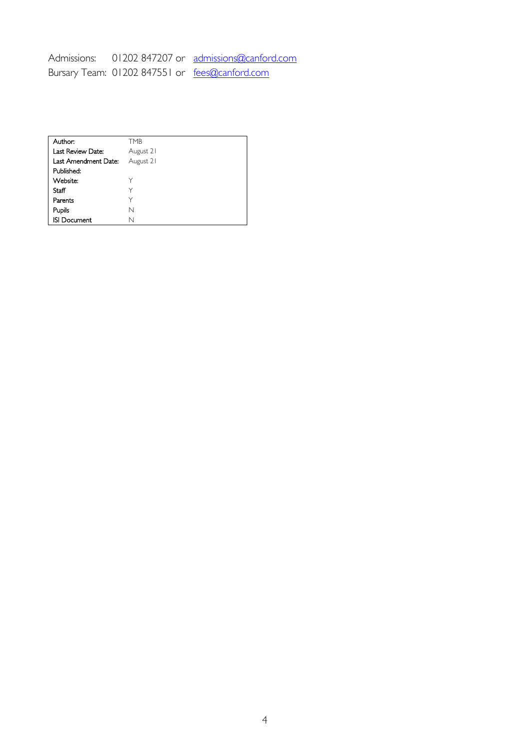Admissions: 01202 847207 or admissions@canford.com
Bursary Team: 01202 847551 or fees@canford.com

| | |
|---|---|
| Author: | TMB |
| Last Review Date: | August 21 |
| Last Amendment Date: | August 21 |
| Published: | |
| Website: | Y |
| Staff | Y |
| Parents | Y |
| Pupils | N |
| ISI Document | N |